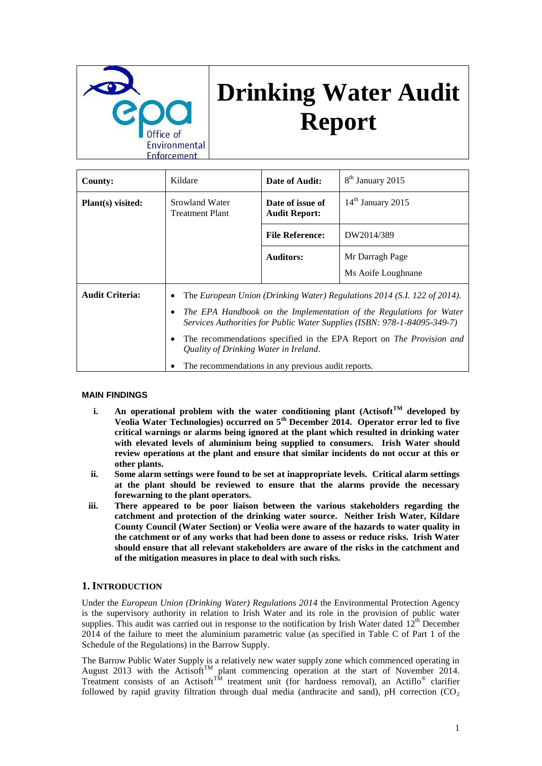# Drinking Water Audit Report

| County: | Kildare | Date of Audit: | 8th January 2015 |
|---|---|---|---|
| Plant(s) visited: | Srowland Water Treatment Plant | Date of issue of Audit Report: | 14th January 2015 |
| | | File Reference: | DW2014/389 |
| | | Auditors: | Mr Darragh Page<br>Ms Aoife Loughnane |
| Audit Criteria: | • The *European Union (Drinking Water) Regulations 2014 (S.I. 122 of 2014)*.<br>• *The EPA Handbook on the Implementation of the Regulations for Water Services Authorities for Public Water Supplies (ISBN: 978-1-84095-349-7)*<br>• The recommendations specified in the EPA Report on *The Provision and Quality of Drinking Water in Ireland*.<br>• The recommendations in any previous audit reports. | | |

#### MAIN FINDINGS

- **i. An operational problem with the water conditioning plant (Actisoft™ developed by Veolia Water Technologies) occurred on 5th December 2014. Operator error led to five critical warnings or alarms being ignored at the plant which resulted in drinking water with elevated levels of aluminium being supplied to consumers. Irish Water should review operations at the plant and ensure that similar incidents do not occur at this or other plants.**
- **ii. Some alarm settings were found to be set at inappropriate levels. Critical alarm settings at the plant should be reviewed to ensure that the alarms provide the necessary forewarning to the plant operators.**
- **iii. There appeared to be poor liaison between the various stakeholders regarding the catchment and protection of the drinking water source. Neither Irish Water, Kildare County Council (Water Section) or Veolia were aware of the hazards to water quality in the catchment or of any works that had been done to assess or reduce risks. Irish Water should ensure that all relevant stakeholders are aware of the risks in the catchment and of the mitigation measures in place to deal with such risks.**

## 1. INTRODUCTION

Under the *European Union (Drinking Water) Regulations 2014* the Environmental Protection Agency is the supervisory authority in relation to Irish Water and its role in the provision of public water supplies. This audit was carried out in response to the notification by Irish Water dated 12th December 2014 of the failure to meet the aluminium parametric value (as specified in Table C of Part 1 of the Schedule of the Regulations) in the Barrow Supply.

The Barrow Public Water Supply is a relatively new water supply zone which commenced operating in August 2013 with the Actisoft™ plant commencing operation at the start of November 2014. Treatment consists of an Actisoft™ treatment unit (for hardness removal), an Actiflo® clarifier followed by rapid gravity filtration through dual media (anthracite and sand), pH correction ($CO_2$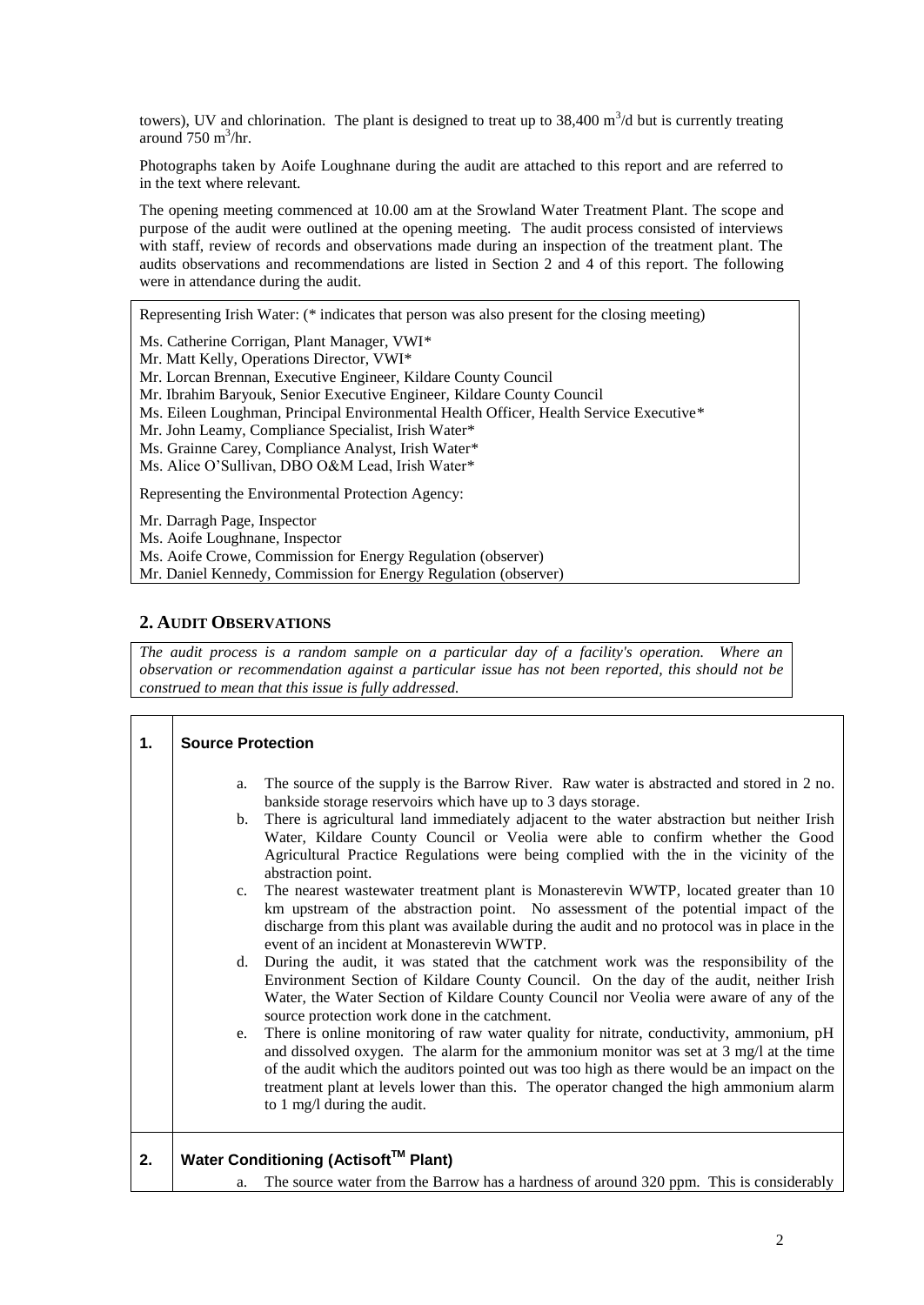towers), UV and chlorination. The plant is designed to treat up to 38,400 $m^3$/d but is currently treating around 750 $m^3$/hr.

Photographs taken by Aoife Loughnane during the audit are attached to this report and are referred to in the text where relevant.

The opening meeting commenced at 10.00 am at the Srowland Water Treatment Plant. The scope and purpose of the audit were outlined at the opening meeting. The audit process consisted of interviews with staff, review of records and observations made during an inspection of the treatment plant. The audits observations and recommendations are listed in Section 2 and 4 of this report. The following were in attendance during the audit.

Representing Irish Water: (* indicates that person was also present for the closing meeting)

Ms. Catherine Corrigan, Plant Manager, VWI*
Mr. Matt Kelly, Operations Director, VWI*
Mr. Lorcan Brennan, Executive Engineer, Kildare County Council
Mr. Ibrahim Baryouk, Senior Executive Engineer, Kildare County Council
Ms. Eileen Loughman, Principal Environmental Health Officer, Health Service Executive*
Mr. John Leamy, Compliance Specialist, Irish Water*
Ms. Grainne Carey, Compliance Analyst, Irish Water*
Ms. Alice O'Sullivan, DBO O&M Lead, Irish Water*

Representing the Environmental Protection Agency:

Mr. Darragh Page, Inspector
Ms. Aoife Loughnane, Inspector
Ms. Aoife Crowe, Commission for Energy Regulation (observer)
Mr. Daniel Kennedy, Commission for Energy Regulation (observer)

## 2. Audit Observations

*The audit process is a random sample on a particular day of a facility's operation. Where an observation or recommendation against a particular issue has not been reported, this should not be construed to mean that this issue is fully addressed.*

**1. Source Protection**

a. The source of the supply is the Barrow River. Raw water is abstracted and stored in 2 no. bankside storage reservoirs which have up to 3 days storage.

b. There is agricultural land immediately adjacent to the water abstraction but neither Irish Water, Kildare County Council or Veolia were able to confirm whether the Good Agricultural Practice Regulations were being complied with the in the vicinity of the abstraction point.

c. The nearest wastewater treatment plant is Monasterevin WWTP, located greater than 10 km upstream of the abstraction point. No assessment of the potential impact of the discharge from this plant was available during the audit and no protocol was in place in the event of an incident at Monasterevin WWTP.

d. During the audit, it was stated that the catchment work was the responsibility of the Environment Section of Kildare County Council. On the day of the audit, neither Irish Water, the Water Section of Kildare County Council nor Veolia were aware of any of the source protection work done in the catchment.

e. There is online monitoring of raw water quality for nitrate, conductivity, ammonium, pH and dissolved oxygen. The alarm for the ammonium monitor was set at 3 mg/l at the time of the audit which the auditors pointed out was too high as there would be an impact on the treatment plant at levels lower than this. The operator changed the high ammonium alarm to 1 mg/l during the audit.

**2. Water Conditioning (Actisoft™ Plant)**

a. The source water from the Barrow has a hardness of around 320 ppm. This is considerably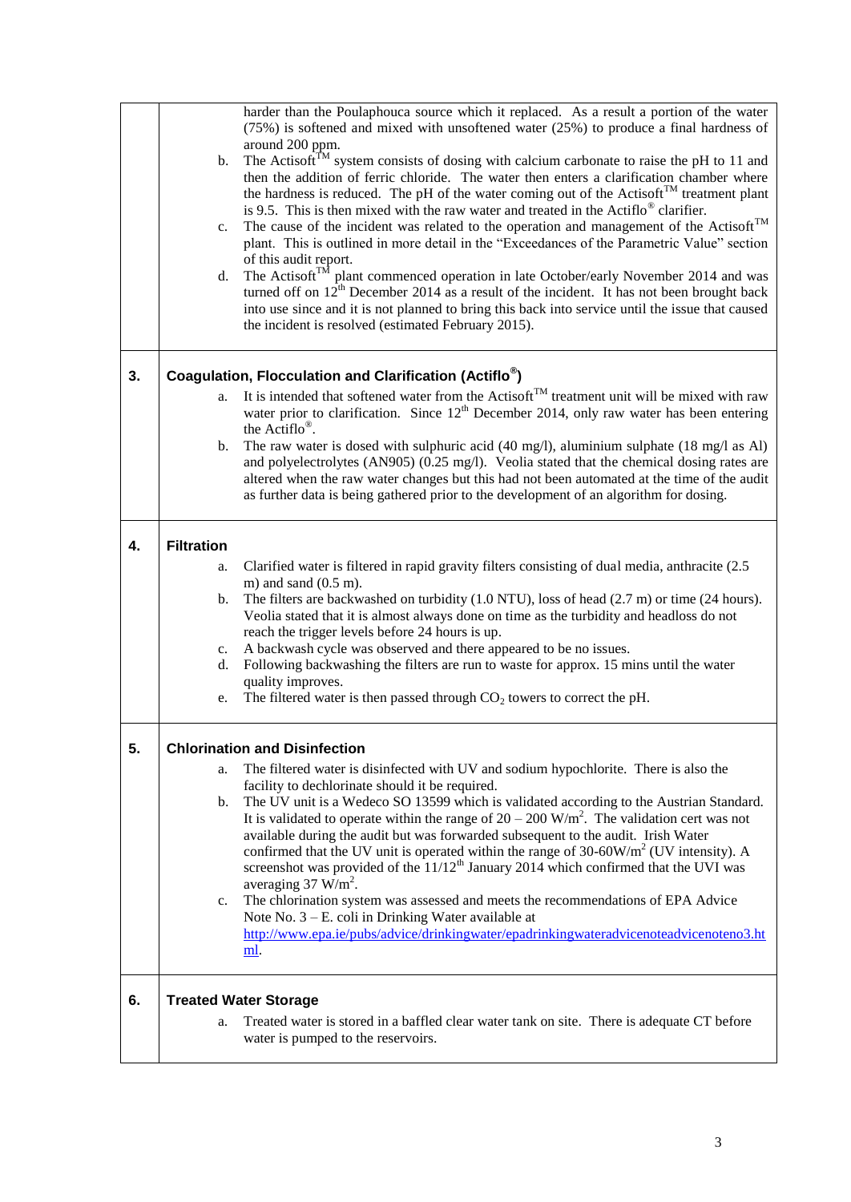| | |
|---|---|
| | harder than the Poulaphouca source which it replaced. As a result a portion of the water (75%) is softened and mixed with unsoftened water (25%) to produce a final hardness of around 200 ppm.<br>b. The Actisoft™ system consists of dosing with calcium carbonate to raise the pH to 11 and then the addition of ferric chloride. The water then enters a clarification chamber where the hardness is reduced. The pH of the water coming out of the Actisoft™ treatment plant is 9.5. This is then mixed with the raw water and treated in the Actiflo® clarifier.<br>c. The cause of the incident was related to the operation and management of the Actisoft™ plant. This is outlined in more detail in the "Exceedances of the Parametric Value" section of this audit report.<br>d. The Actisoft™ plant commenced operation in late October/early November 2014 and was turned off on 12th December 2014 as a result of the incident. It has not been brought back into use since and it is not planned to bring this back into service until the issue that caused the incident is resolved (estimated February 2015). |
| **3.** | **Coagulation, Flocculation and Clarification (Actiflo®)**<br>a. It is intended that softened water from the Actisoft™ treatment unit will be mixed with raw water prior to clarification. Since 12th December 2014, only raw water has been entering the Actiflo®.<br>b. The raw water is dosed with sulphuric acid (40 mg/l), aluminium sulphate (18 mg/l as Al) and polyelectrolytes (AN905) (0.25 mg/l). Veolia stated that the chemical dosing rates are altered when the raw water changes but this had not been automated at the time of the audit as further data is being gathered prior to the development of an algorithm for dosing. |
| **4.** | **Filtration**<br>a. Clarified water is filtered in rapid gravity filters consisting of dual media, anthracite (2.5 m) and sand (0.5 m).<br>b. The filters are backwashed on turbidity (1.0 NTU), loss of head (2.7 m) or time (24 hours). Veolia stated that it is almost always done on time as the turbidity and headloss do not reach the trigger levels before 24 hours is up.<br>c. A backwash cycle was observed and there appeared to be no issues.<br>d. Following backwashing the filters are run to waste for approx. 15 mins until the water quality improves.<br>e. The filtered water is then passed through $CO_2$ towers to correct the pH. |
| **5.** | **Chlorination and Disinfection**<br>a. The filtered water is disinfected with UV and sodium hypochlorite. There is also the facility to dechlorinate should it be required.<br>b. The UV unit is a Wedeco SO 13599 which is validated according to the Austrian Standard. It is validated to operate within the range of 20 – 200 $W/m^2$. The validation cert was not available during the audit but was forwarded subsequent to the audit. Irish Water confirmed that the UV unit is operated within the range of 30-60$W/m^2$ (UV intensity). A screenshot was provided of the 11/12th January 2014 which confirmed that the UVI was averaging 37 $W/m^2$.<br>c. The chlorination system was assessed and meets the recommendations of EPA Advice Note No. 3 – E. coli in Drinking Water available at http://www.epa.ie/pubs/advice/drinkingwater/epadrinkingwateradvicenoteadvicenoteno3.html. |
| **6.** | **Treated Water Storage**<br>a. Treated water is stored in a baffled clear water tank on site. There is adequate CT before water is pumped to the reservoirs. |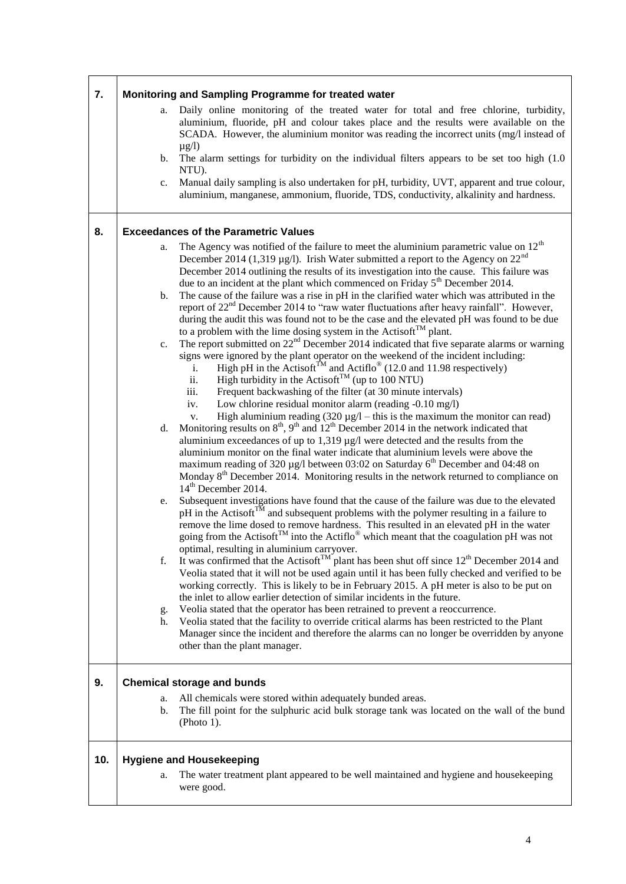## 7. Monitoring and Sampling Programme for treated water

a. Daily online monitoring of the treated water for total and free chlorine, turbidity, aluminium, fluoride, pH and colour takes place and the results were available on the SCADA. However, the aluminium monitor was reading the incorrect units (mg/l instead of µg/l)

b. The alarm settings for turbidity on the individual filters appears to be set too high (1.0 NTU).

c. Manual daily sampling is also undertaken for pH, turbidity, UVT, apparent and true colour, aluminium, manganese, ammonium, fluoride, TDS, conductivity, alkalinity and hardness.

## 8. Exceedances of the Parametric Values

a. The Agency was notified of the failure to meet the aluminium parametric value on 12th December 2014 (1,319 µg/l). Irish Water submitted a report to the Agency on 22nd December 2014 outlining the results of its investigation into the cause. This failure was due to an incident at the plant which commenced on Friday 5th December 2014.

b. The cause of the failure was a rise in pH in the clarified water which was attributed in the report of 22nd December 2014 to "raw water fluctuations after heavy rainfall". However, during the audit this was found not to be the case and the elevated pH was found to be due to a problem with the lime dosing system in the Actisoft™ plant.

c. The report submitted on 22nd December 2014 indicated that five separate alarms or warning signs were ignored by the plant operator on the weekend of the incident including:
   i. High pH in the Actisoft™ and Actiflo® (12.0 and 11.98 respectively)
   ii. High turbidity in the Actisoft™ (up to 100 NTU)
   iii. Frequent backwashing of the filter (at 30 minute intervals)
   iv. Low chlorine residual monitor alarm (reading -0.10 mg/l)
   v. High aluminium reading (320 µg/l – this is the maximum the monitor can read)

d. Monitoring results on 8th, 9th and 12th December 2014 in the network indicated that aluminium exceedances of up to 1,319 µg/l were detected and the results from the aluminium monitor on the final water indicate that aluminium levels were above the maximum reading of 320 µg/l between 03:02 on Saturday 6th December and 04:48 on Monday 8th December 2014. Monitoring results in the network returned to compliance on 14th December 2014.

e. Subsequent investigations have found that the cause of the failure was due to the elevated pH in the Actisoft™ and subsequent problems with the polymer resulting in a failure to remove the lime dosed to remove hardness. This resulted in an elevated pH in the water going from the Actisoft™ into the Actiflo® which meant that the coagulation pH was not optimal, resulting in aluminium carryover.

f. It was confirmed that the Actisoft™ plant has been shut off since 12th December 2014 and Veolia stated that it will not be used again until it has been fully checked and verified to be working correctly. This is likely to be in February 2015. A pH meter is also to be put on the inlet to allow earlier detection of similar incidents in the future.

g. Veolia stated that the operator has been retrained to prevent a reoccurrence.

h. Veolia stated that the facility to override critical alarms has been restricted to the Plant Manager since the incident and therefore the alarms can no longer be overridden by anyone other than the plant manager.

## 9. Chemical storage and bunds

a. All chemicals were stored within adequately bunded areas.

b. The fill point for the sulphuric acid bulk storage tank was located on the wall of the bund (Photo 1).

## 10. Hygiene and Housekeeping

a. The water treatment plant appeared to be well maintained and hygiene and housekeeping were good.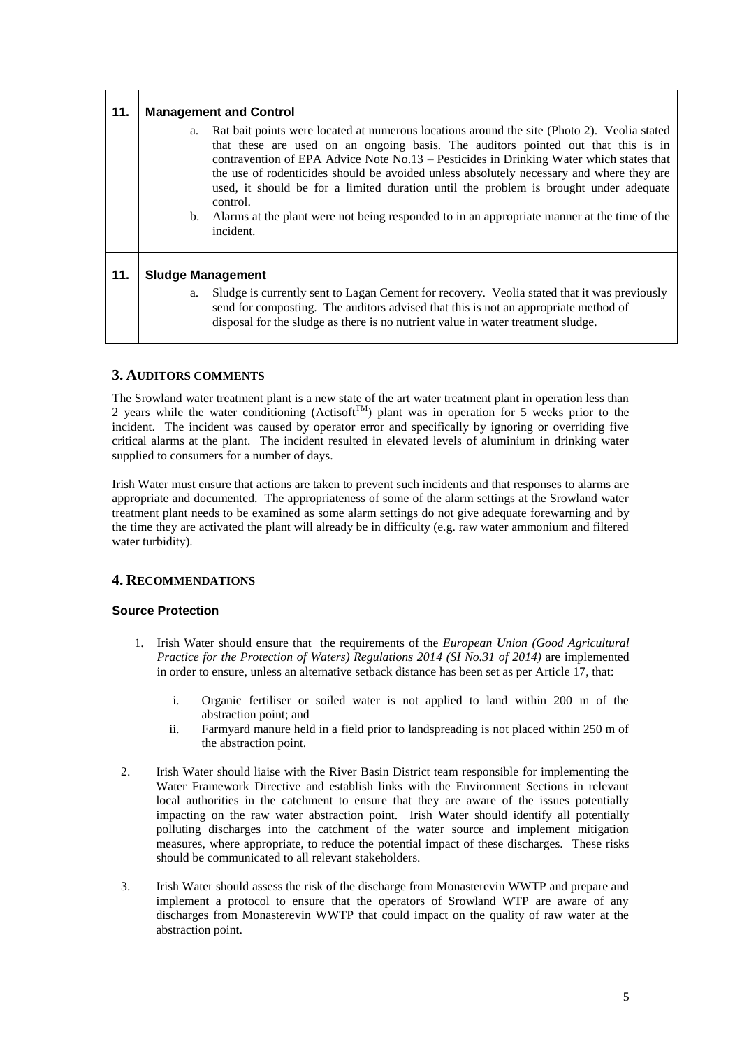| 11. | **Management and Control**<br><br>a. Rat bait points were located at numerous locations around the site (Photo 2). Veolia stated that these are used on an ongoing basis. The auditors pointed out that this is in contravention of EPA Advice Note No.13 – Pesticides in Drinking Water which states that the use of rodenticides should be avoided unless absolutely necessary and where they are used, it should be for a limited duration until the problem is brought under adequate control.<br>b. Alarms at the plant were not being responded to in an appropriate manner at the time of the incident. |
|---|---|
| 11. | **Sludge Management**<br><br>a. Sludge is currently sent to Lagan Cement for recovery. Veolia stated that it was previously send for composting. The auditors advised that this is not an appropriate method of disposal for the sludge as there is no nutrient value in water treatment sludge. |

## 3. Auditors Comments

The Srowland water treatment plant is a new state of the art water treatment plant in operation less than 2 years while the water conditioning (Actisoft™) plant was in operation for 5 weeks prior to the incident. The incident was caused by operator error and specifically by ignoring or overriding five critical alarms at the plant. The incident resulted in elevated levels of aluminium in drinking water supplied to consumers for a number of days.

Irish Water must ensure that actions are taken to prevent such incidents and that responses to alarms are appropriate and documented. The appropriateness of some of the alarm settings at the Srowland water treatment plant needs to be examined as some alarm settings do not give adequate forewarning and by the time they are activated the plant will already be in difficulty (e.g. raw water ammonium and filtered water turbidity).

## 4. Recommendations

### Source Protection

1. Irish Water should ensure that the requirements of the *European Union (Good Agricultural Practice for the Protection of Waters) Regulations 2014 (SI No.31 of 2014)* are implemented in order to ensure, unless an alternative setback distance has been set as per Article 17, that:
   i. Organic fertiliser or soiled water is not applied to land within 200 m of the abstraction point; and
   ii. Farmyard manure held in a field prior to landspreading is not placed within 250 m of the abstraction point.

2. Irish Water should liaise with the River Basin District team responsible for implementing the Water Framework Directive and establish links with the Environment Sections in relevant local authorities in the catchment to ensure that they are aware of the issues potentially impacting on the raw water abstraction point. Irish Water should identify all potentially polluting discharges into the catchment of the water source and implement mitigation measures, where appropriate, to reduce the potential impact of these discharges. These risks should be communicated to all relevant stakeholders.

3. Irish Water should assess the risk of the discharge from Monasterevin WWTP and prepare and implement a protocol to ensure that the operators of Srowland WTP are aware of any discharges from Monasterevin WWTP that could impact on the quality of raw water at the abstraction point.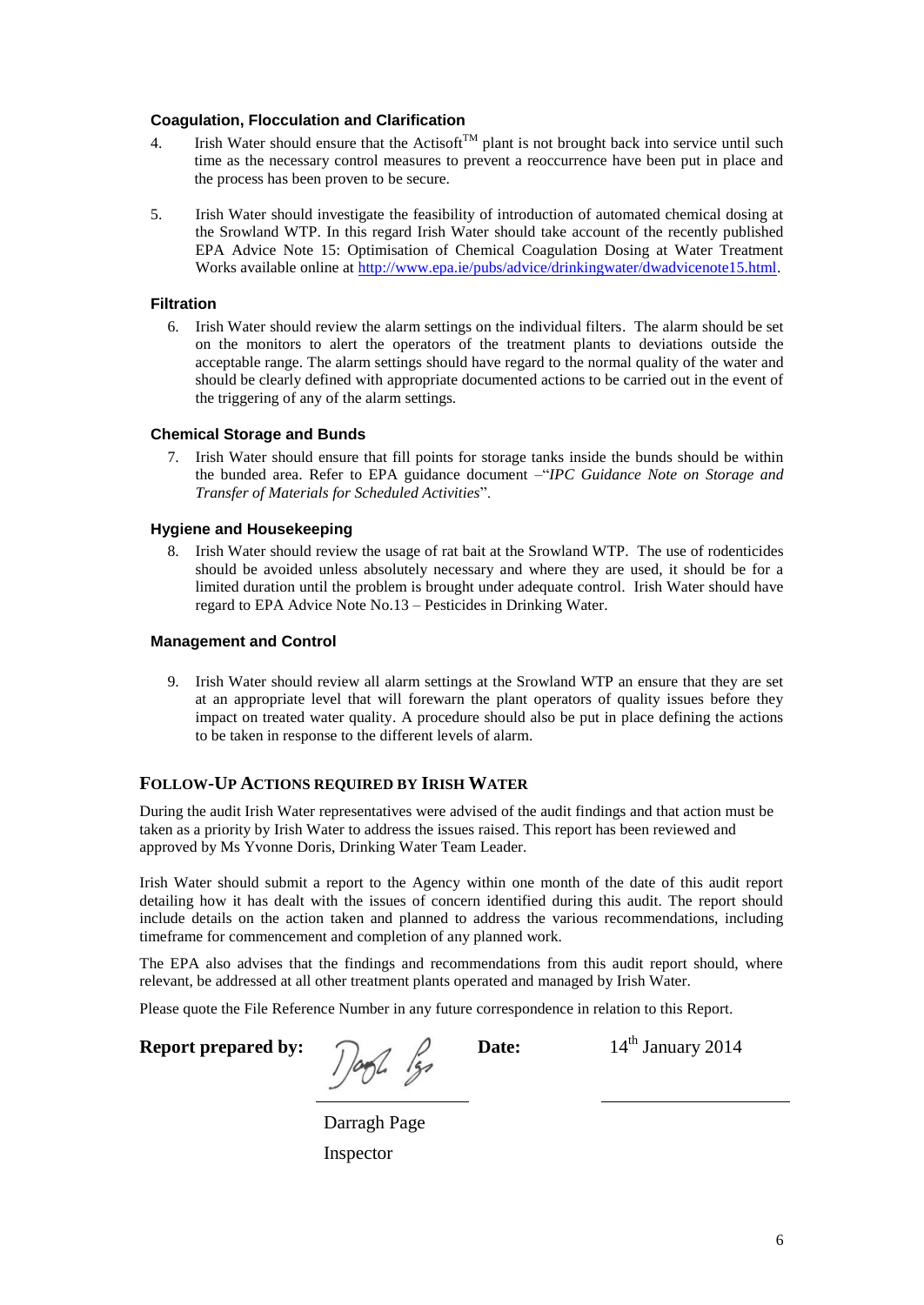### Coagulation, Flocculation and Clarification

4. Irish Water should ensure that the Actisoft™ plant is not brought back into service until such time as the necessary control measures to prevent a reoccurrence have been put in place and the process has been proven to be secure.

5. Irish Water should investigate the feasibility of introduction of automated chemical dosing at the Srowland WTP. In this regard Irish Water should take account of the recently published EPA Advice Note 15: Optimisation of Chemical Coagulation Dosing at Water Treatment Works available online at http://www.epa.ie/pubs/advice/drinkingwater/dwadvicenote15.html.

### Filtration

6. Irish Water should review the alarm settings on the individual filters. The alarm should be set on the monitors to alert the operators of the treatment plants to deviations outside the acceptable range. The alarm settings should have regard to the normal quality of the water and should be clearly defined with appropriate documented actions to be carried out in the event of the triggering of any of the alarm settings.

### Chemical Storage and Bunds

7. Irish Water should ensure that fill points for storage tanks inside the bunds should be within the bunded area. Refer to EPA guidance document –"*IPC Guidance Note on Storage and Transfer of Materials for Scheduled Activities*".

### Hygiene and Housekeeping

8. Irish Water should review the usage of rat bait at the Srowland WTP. The use of rodenticides should be avoided unless absolutely necessary and where they are used, it should be for a limited duration until the problem is brought under adequate control. Irish Water should have regard to EPA Advice Note No.13 – Pesticides in Drinking Water.

### Management and Control

9. Irish Water should review all alarm settings at the Srowland WTP an ensure that they are set at an appropriate level that will forewarn the plant operators of quality issues before they impact on treated water quality. A procedure should also be put in place defining the actions to be taken in response to the different levels of alarm.

## FOLLOW-UP ACTIONS REQUIRED BY IRISH WATER

During the audit Irish Water representatives were advised of the audit findings and that action must be taken as a priority by Irish Water to address the issues raised. This report has been reviewed and approved by Ms Yvonne Doris, Drinking Water Team Leader.

Irish Water should submit a report to the Agency within one month of the date of this audit report detailing how it has dealt with the issues of concern identified during this audit. The report should include details on the action taken and planned to address the various recommendations, including timeframe for commencement and completion of any planned work.

The EPA also advises that the findings and recommendations from this audit report should, where relevant, be addressed at all other treatment plants operated and managed by Irish Water.

Please quote the File Reference Number in any future correspondence in relation to this Report.

**Report prepared by:** **Date:** 14th January 2014

Darragh Page
Inspector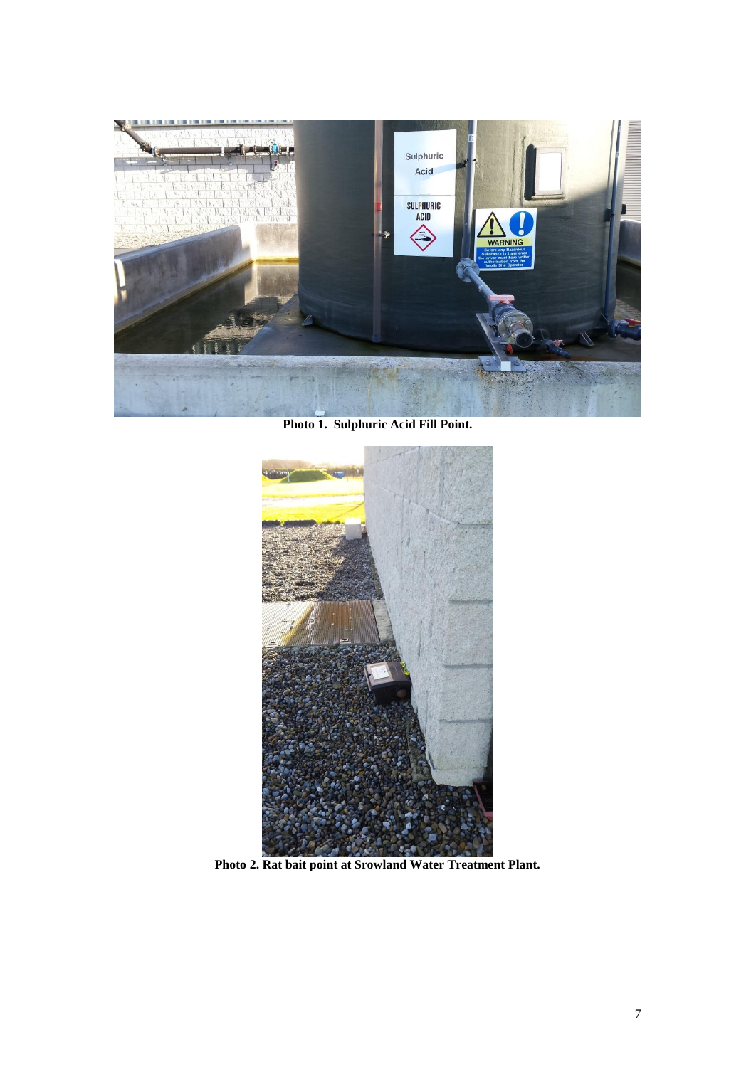**Photo 1. Sulphuric Acid Fill Point.**

**Photo 2. Rat bait point at Srowland Water Treatment Plant.**